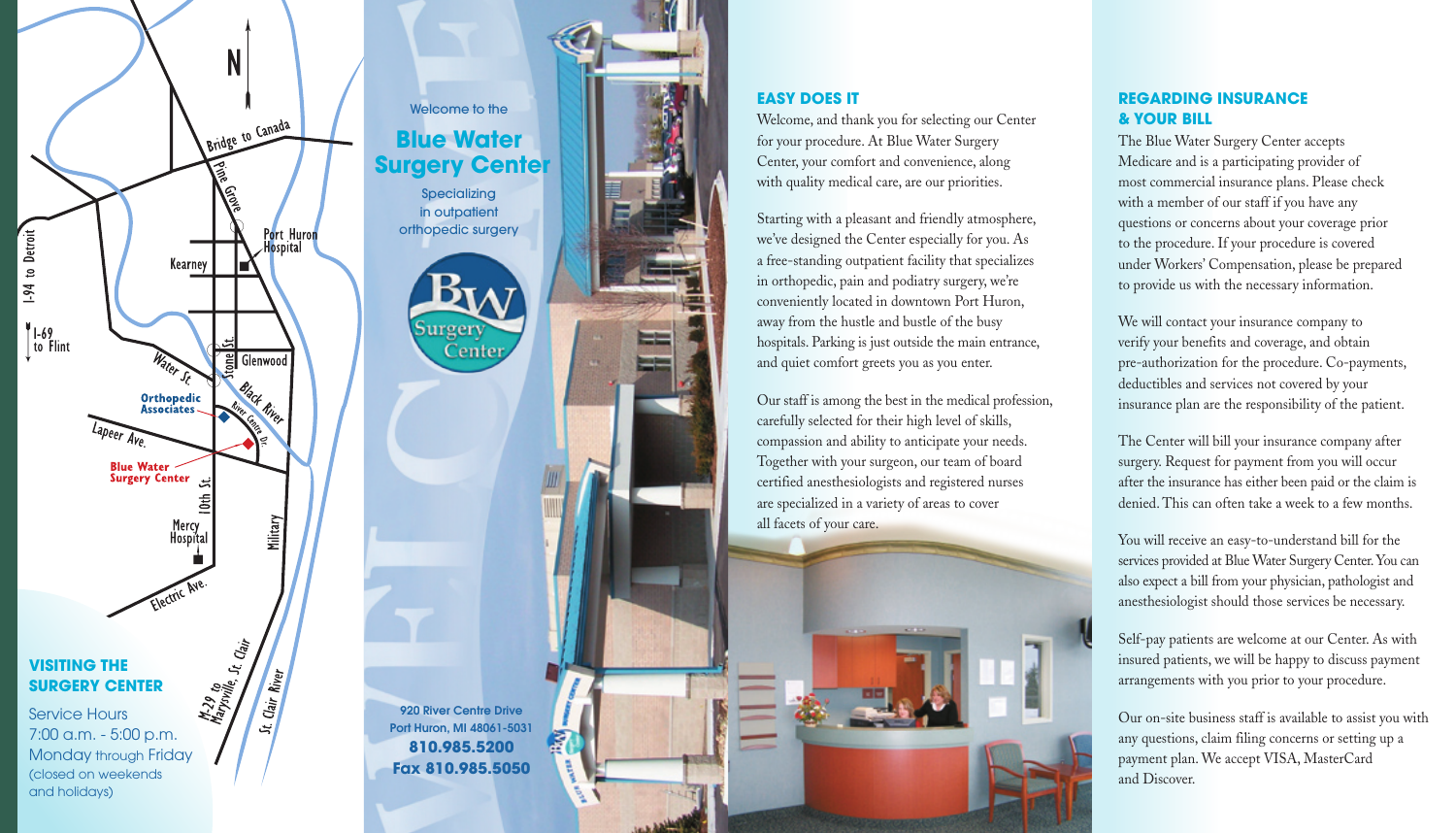## VISITING THE SURGERY CENTER

Service Hours
7:00 a.m. - 5:00 p.m.
Monday through Friday
(closed on weekends and holidays)

Welcome to the

# Blue Water Surgery Center

Specializing in outpatient orthopedic surgery

920 River Centre Drive
Port Huron, MI 48061-5031
**810.985.5200**
**Fax 810.985.5050**

## EASY DOES IT

Welcome, and thank you for selecting our Center for your procedure. At Blue Water Surgery Center, your comfort and convenience, along with quality medical care, are our priorities.

Starting with a pleasant and friendly atmosphere, we've designed the Center especially for you. As a free-standing outpatient facility that specializes in orthopedic, pain and podiatry surgery, we're conveniently located in downtown Port Huron, away from the hustle and bustle of the busy hospitals. Parking is just outside the main entrance, and quiet comfort greets you as you enter.

Our staff is among the best in the medical profession, carefully selected for their high level of skills, compassion and ability to anticipate your needs. Together with your surgeon, our team of board certified anesthesiologists and registered nurses are specialized in a variety of areas to cover all facets of your care.

## REGARDING INSURANCE & YOUR BILL

The Blue Water Surgery Center accepts Medicare and is a participating provider of most commercial insurance plans. Please check with a member of our staff if you have any questions or concerns about your coverage prior to the procedure. If your procedure is covered under Workers' Compensation, please be prepared to provide us with the necessary information.

We will contact your insurance company to verify your benefits and coverage, and obtain pre-authorization for the procedure. Co-payments, deductibles and services not covered by your insurance plan are the responsibility of the patient.

The Center will bill your insurance company after surgery. Request for payment from you will occur after the insurance has either been paid or the claim is denied. This can often take a week to a few months.

You will receive an easy-to-understand bill for the services provided at Blue Water Surgery Center. You can also expect a bill from your physician, pathologist and anesthesiologist should those services be necessary.

Self-pay patients are welcome at our Center. As with insured patients, we will be happy to discuss payment arrangements with you prior to your procedure.

Our on-site business staff is available to assist you with any questions, claim filing concerns or setting up a payment plan. We accept VISA, MasterCard and Discover.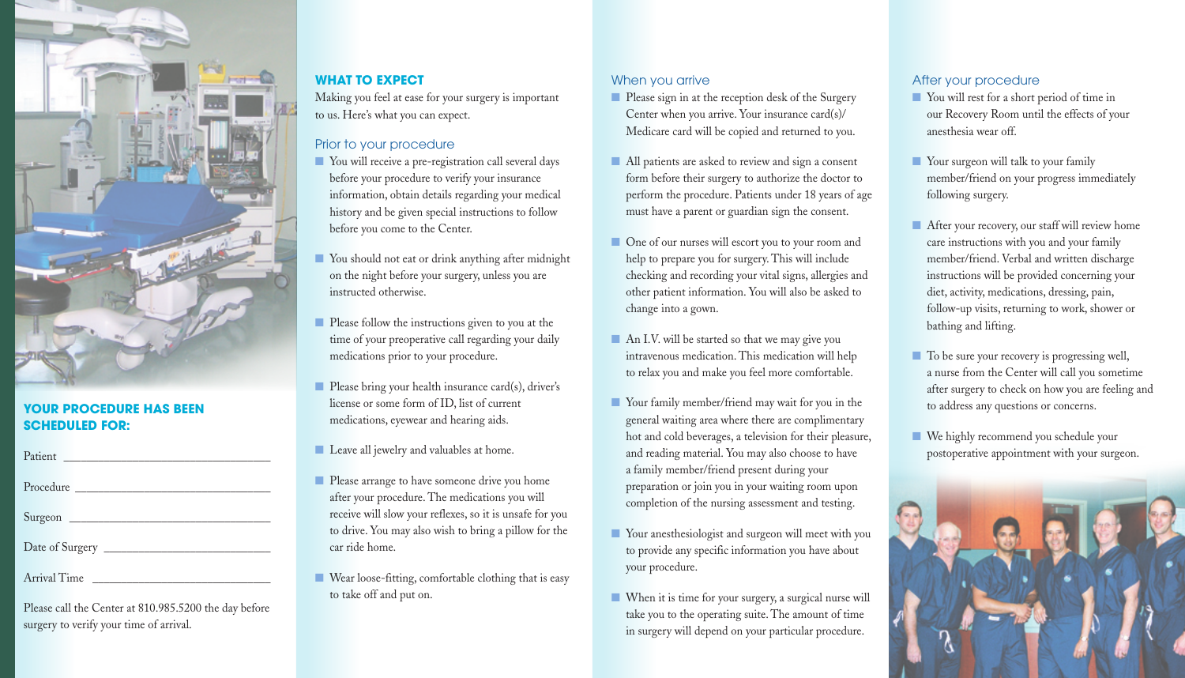## YOUR PROCEDURE HAS BEEN SCHEDULED FOR:

Patient ________________________________

Procedure ______________________________

Surgeon ________________________________

Date of Surgery _________________________

Arrival Time ____________________________

Please call the Center at 810.985.5200 the day before surgery to verify your time of arrival.

## WHAT TO EXPECT

Making you feel at ease for your surgery is important to us. Here's what you can expect.

### Prior to your procedure

- You will receive a pre-registration call several days before your procedure to verify your insurance information, obtain details regarding your medical history and be given special instructions to follow before you come to the Center.
- You should not eat or drink anything after midnight on the night before your surgery, unless you are instructed otherwise.
- Please follow the instructions given to you at the time of your preoperative call regarding your daily medications prior to your procedure.
- Please bring your health insurance card(s), driver's license or some form of ID, list of current medications, eyewear and hearing aids.
- Leave all jewelry and valuables at home.
- Please arrange to have someone drive you home after your procedure. The medications you will receive will slow your reflexes, so it is unsafe for you to drive. You may also wish to bring a pillow for the car ride home.
- Wear loose-fitting, comfortable clothing that is easy to take off and put on.

### When you arrive

- Please sign in at the reception desk of the Surgery Center when you arrive. Your insurance card(s)/ Medicare card will be copied and returned to you.
- All patients are asked to review and sign a consent form before their surgery to authorize the doctor to perform the procedure. Patients under 18 years of age must have a parent or guardian sign the consent.
- One of our nurses will escort you to your room and help to prepare you for surgery. This will include checking and recording your vital signs, allergies and other patient information. You will also be asked to change into a gown.
- An I.V. will be started so that we may give you intravenous medication. This medication will help to relax you and make you feel more comfortable.
- Your family member/friend may wait for you in the general waiting area where there are complimentary hot and cold beverages, a television for their pleasure, and reading material. You may also choose to have a family member/friend present during your preparation or join you in your waiting room upon completion of the nursing assessment and testing.
- Your anesthesiologist and surgeon will meet with you to provide any specific information you have about your procedure.
- When it is time for your surgery, a surgical nurse will take you to the operating suite. The amount of time in surgery will depend on your particular procedure.

### After your procedure

- You will rest for a short period of time in our Recovery Room until the effects of your anesthesia wear off.
- Your surgeon will talk to your family member/friend on your progress immediately following surgery.
- After your recovery, our staff will review home care instructions with you and your family member/friend. Verbal and written discharge instructions will be provided concerning your diet, activity, medications, dressing, pain, follow-up visits, returning to work, shower or bathing and lifting.
- To be sure your recovery is progressing well, a nurse from the Center will call you sometime after surgery to check on how you are feeling and to address any questions or concerns.
- We highly recommend you schedule your postoperative appointment with your surgeon.